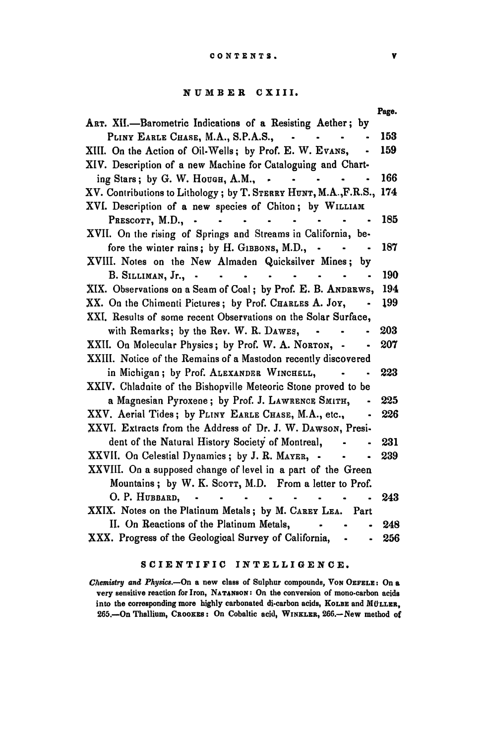## NUMBER CXIII.

| | Page. |
|---|---|
| ART. XII.—Barometric Indications of a Resisting Aether; by PLINY EARLE CHASE, M.A., S.P.A.S., | 153 |
| XIII. On the Action of Oil-Wells; by Prof. E. W. EVANS, | 159 |
| XIV. Description of a new Machine for Cataloguing and Charting Stars; by G. W. HOUGH, A.M., | 166 |
| XV. Contributions to Lithology; by T. STERRY HUNT, M.A.,F.R.S., | 174 |
| XVI. Description of a new species of Chiton; by WILLIAM PRESCOTT, M.D., | 185 |
| XVII. On the rising of Springs and Streams in California, before the winter rains; by H. GIBBONS, M.D., | 187 |
| XVIII. Notes on the New Almaden Quicksilver Mines; by B. SILLIMAN, Jr., | 190 |
| XIX. Observations on a Seam of Coal; by Prof. E. B. ANDREWS, | 194 |
| XX. On the Chimenti Pictures; by Prof. CHARLES A. JOY, | 199 |
| XXI. Results of some recent Observations on the Solar Surface, with Remarks; by the Rev. W. R. DAWES, | 203 |
| XXII. On Molecular Physics; by Prof. W. A. NORTON, | 207 |
| XXIII. Notice of the Remains of a Mastodon recently discovered in Michigan; by Prof. ALEXANDER WINCHELL, | 223 |
| XXIV. Chladnite of the Bishopville Meteoric Stone proved to be a Magnesian Pyroxene; by Prof. J. LAWRENCE SMITH, | 225 |
| XXV. Aerial Tides; by PLINY EARLE CHASE, M.A., etc., | 226 |
| XXVI. Extracts from the Address of Dr. J. W. DAWSON, President of the Natural History Society of Montreal, | 231 |
| XXVII. On Celestial Dynamics; by J. R. MAYER, | 239 |
| XXVIII. On a supposed change of level in a part of the Green Mountains; by W. K. SCOTT, M.D. From a letter to Prof. O. P. HUBBARD, | 243 |
| XXIX. Notes on the Platinum Metals; by M. CAREY LEA. Part II. On Reactions of the Platinum Metals, | 248 |
| XXX. Progress of the Geological Survey of California, | 256 |

## SCIENTIFIC INTELLIGENCE.

*Chemistry and Physics.*—On a new class of Sulphur compounds, VON OEFELE: On a very sensitive reaction for Iron, NATANSON: On the conversion of mono-carbon acids into the corresponding more highly carbonated di-carbon acids, KOLBE and MÜLLER, 265.—On Thallium, CROOKES: On Cobaltic acid, WINKLER, 266.—New method of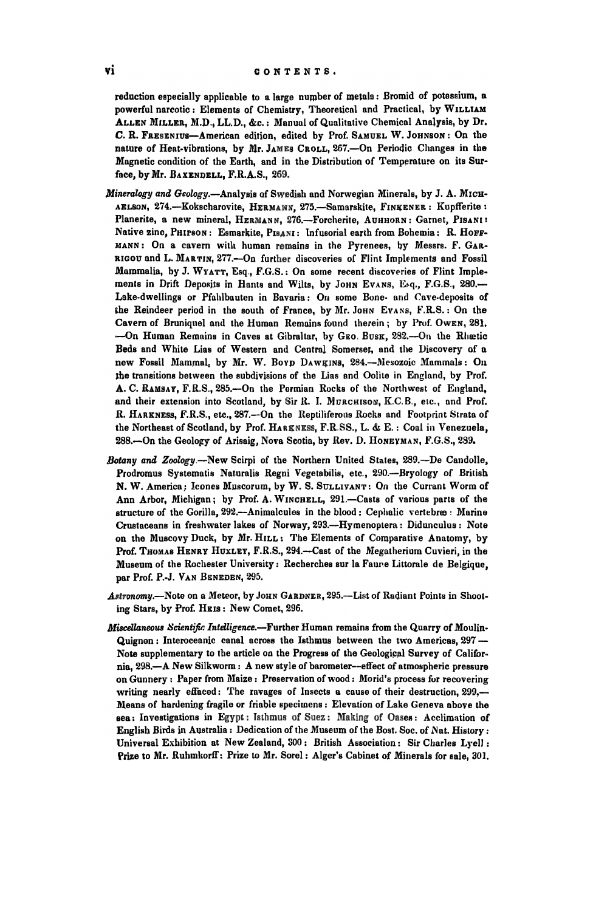reduction especially applicable to a large number of metals: Bromid of potassium, a powerful narcotic: Elements of Chemistry, Theoretical and Practical, by WILLIAM ALLEN MILLER, M.D., LL.D., &c.: Manual of Qualitative Chemical Analysis, by Dr. C. R. FRESENIUS—American edition, edited by Prof. SAMUEL W. JOHNSON: On the nature of Heat-vibrations, by Mr. JAMES CROLL, 267.—On Periodic Changes in the Magnetic condition of the Earth, and in the Distribution of Temperature on its Surface, by Mr. BAXENDELL, F.R.A.S., 269.

*Mineralogy and Geology.*—Analysis of Swedish and Norwegian Minerals, by J. A. MICHAELSON, 274.—Kokscharovite, HERMANN, 275.—Samarskite, FINKENER: Kupfferite: Planerite, a new mineral, HERMANN, 276.—Forcherite, AUHHORN: Garnet, PISANI: Native zinc, PHIPSON: Esmarkite, PISANI: Infusorial earth from Bohemia: R. HOFFMANN: On a cavern with human remains in the Pyrenees, by Messrs. F. GARRIGOU and L. MARTIN, 277.—On further discoveries of Flint Implements and Fossil Mammalia, by J. WYATT, Esq., F.G.S.: On some recent discoveries of Flint Implements in Drift Deposits in Hants and Wilts, by JOHN EVANS, Esq., F.G.S., 280.—Lake-dwellings or Pfahlbauten in Bavaria: On some Bone- and Cave-deposits of the Reindeer period in the south of France, by Mr. JOHN EVANS, F.R.S.: On the Cavern of Bruniquel and the Human Remains found therein; by Prof. OWEN, 281.—On Human Remains in Caves at Gibraltar, by GEO. BUSK, 282.—On the Rhætic Beds and White Lias of Western and Central Somerset, and the Discovery of a new Fossil Mammal, by Mr. W. BOYD DAWKINS, 284.—Mesozoic Mammals: On the transitions between the subdivisions of the Lias and Oolite in England, by Prof. A. C. RAMSAY, F.R.S., 285.—On the Permian Rocks of the Northwest of England, and their extension into Scotland, by Sir R. I. MURCHISON, K.C.B., etc., and Prof. R. HARKNESS, F.R.S., etc., 287.—On the Reptiliferous Rocks and Footprint Strata of the Northeast of Scotland, by Prof. HARKNESS, F.R.SS., L. & E.: Coal in Venezuela, 288.—On the Geology of Arisaig, Nova Scotia, by Rev. D. HONEYMAN, F.G.S., 289.

*Botany and Zoology.*—New Scirpi of the Northern United States, 289.—De Candolle, Prodromus Systematis Naturalis Regni Vegetabilis, etc., 290.—Bryology of British N. W. America; Icones Muscorum, by W. S. SULLIVANT: On the Currant Worm of Ann Arbor, Michigan; by Prof. A. WINCHELL, 291.—Casts of various parts of the structure of the Gorilla, 292.—Animalcules in the blood: Cephalic vertebræ: Marine Crustaceans in freshwater lakes of Norway, 293.—Hymenoptera: Didunculus: Note on the Muscovy Duck, by Mr. HILL: The Elements of Comparative Anatomy, by Prof. THOMAS HENRY HUXLEY, F.R.S., 294.—Cast of the Megatherium Cuvieri, in the Museum of the Rochester University: Recherches sur la Faune Littorale de Belgique, par Prof. P.-J. VAN BENEDEN, 295.

*Astronomy.*—Note on a Meteor, by JOHN GARDNER, 295.—List of Radiant Points in Shooting Stars, by Prof. HEIS: New Comet, 296.

*Miscellaneous Scientific Intelligence.*—Further Human remains from the Quarry of Moulin-Quignon: Interoceanic canal across the Isthmus between the two Americas, 297—Note supplementary to the article on the Progress of the Geological Survey of California, 298.—A New Silkworm: A new style of barometer—effect of atmospheric pressure on Gunnery: Paper from Maize: Preservation of wood: Morid's process for recovering writing nearly effaced: The ravages of Insects a cause of their destruction, 299.—Means of hardening fragile or friable specimens: Elevation of Lake Geneva above the sea: Investigations in Egypt: Isthmus of Suez: Making of Oases: Acclimation of English Birds in Australia: Dedication of the Museum of the Bost. Soc. of Nat. History: Universal Exhibition at New Zealand, 300: British Association: Sir Charles Lyell: Prize to Mr. Ruhmkorff: Prize to Mr. Sorel: Alger's Cabinet of Minerals for sale, 301.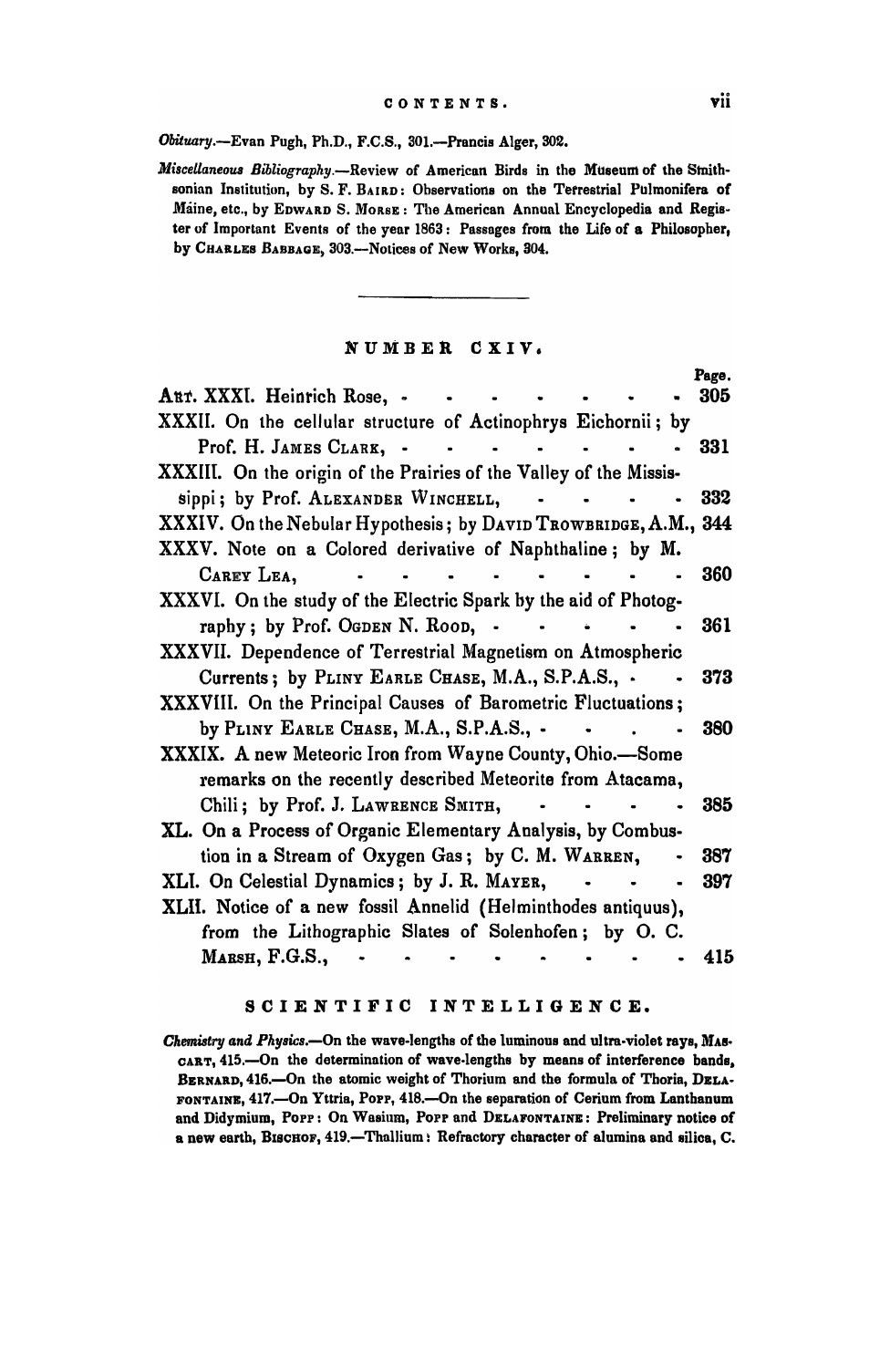*Obituary*.—Evan Pugh, Ph.D., F.C.S., 301.—Francis Alger, 302.

*Miscellaneous Bibliography*.—Review of American Birds in the Museum of the Smithsonian Institution, by S. F. Baird: Observations on the Terrestrial Pulmonifera of Maine, etc., by Edward S. Morse: The American Annual Encyclopedia and Register of Important Events of the year 1863: Passages from the Life of a Philosopher, by Charles Babbage, 303.—Notices of New Works, 304.

---

## NUMBER CXIV.

| | Page. |
|---|---|
| Art. XXXI. Heinrich Rose, | 305 |
| XXXII. On the cellular structure of Actinophrys Eichornii; by Prof. H. James Clark, | 331 |
| XXXIII. On the origin of the Prairies of the Valley of the Mississippi; by Prof. Alexander Winchell, | 332 |
| XXXIV. On the Nebular Hypothesis; by David Trowbridge, A.M., | 344 |
| XXXV. Note on a Colored derivative of Naphthaline; by M. Carey Lea, | 360 |
| XXXVI. On the study of the Electric Spark by the aid of Photography; by Prof. Ogden N. Rood, | 361 |
| XXXVII. Dependence of Terrestrial Magnetism on Atmospheric Currents; by Pliny Earle Chase, M.A., S.P.A.S., | 373 |
| XXXVIII. On the Principal Causes of Barometric Fluctuations; by Pliny Earle Chase, M.A., S.P.A.S., | 380 |
| XXXIX. A new Meteoric Iron from Wayne County, Ohio.—Some remarks on the recently described Meteorite from Atacama, Chili; by Prof. J. Lawrence Smith, | 385 |
| XL. On a Process of Organic Elementary Analysis, by Combustion in a Stream of Oxygen Gas; by C. M. Warren, | 387 |
| XLI. On Celestial Dynamics; by J. R. Mayer, | 397 |
| XLII. Notice of a new fossil Annelid (Helminthodes antiquus), from the Lithographic Slates of Solenhofen; by O. C. Marsh, F.G.S., | 415 |

## SCIENTIFIC INTELLIGENCE.

*Chemistry and Physics*.—On the wave-lengths of the luminous and ultra-violet rays, Mascart, 415.—On the determination of wave-lengths by means of interference bands, Bernard, 416.—On the atomic weight of Thorium and the formula of Thoria, Delafontaine, 417.—On Yttria, Popp, 418.—On the separation of Cerium from Lanthanum and Didymium, Popp: On Wasium, Popp and Delafontaine: Preliminary notice of a new earth, Bischof, 419.—Thallium: Refractory character of alumina and silica, C.